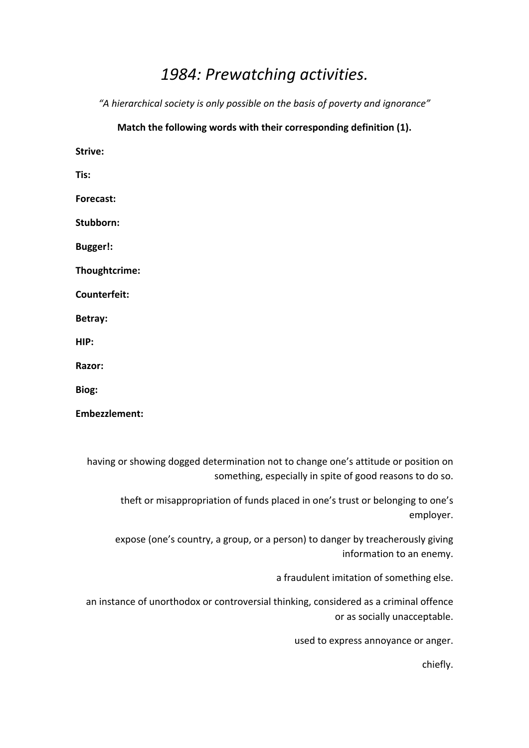# *1984: Prewatching activities.*

*"A hierarchical society is only possible on the basis of poverty and ignorance"*

**Match the following words with their corresponding definition (1).**

**Strive:**

**Tis:**

**Forecast:**

**Stubborn:**

**Bugger!:**

**Thoughtcrime:**

**Counterfeit:**

**Betray:**

**HIP:**

**Razor:**

**Biog:**

**Embezzlement:**

having or showing dogged determination not to change one's attitude or position on something, especially in spite of good reasons to do so.

theft or misappropriation of funds placed in one's trust or belonging to one's employer.

expose (one's country, a group, or a person) to danger by treacherously giving information to an enemy.

a fraudulent imitation of something else.

an instance of unorthodox or controversial thinking, considered as a criminal offence or as socially unacceptable.

used to express annoyance or anger.

chiefly.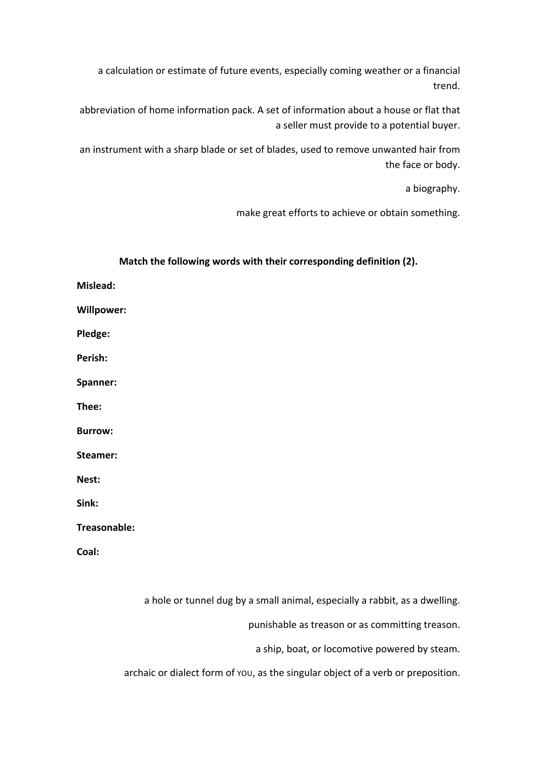a calculation or estimate of future events, especially coming weather or a financial trend.

abbreviation of home information pack. A set of information about a house or flat that a seller must provide to a potential buyer.

an instrument with a sharp blade or set of blades, used to remove unwanted hair from the face or body.

a biography.

make great efforts to achieve or obtain something.

**Match the following words with their corresponding definition (2).**

**Mislead:**

**Willpower:**

**Pledge:**

**Perish:**

**Spanner:**

**Thee:**

**Burrow:**

**Steamer:**

**Nest:**

**Sink:**

**Treasonable:**

**Coal:**

a hole or tunnel dug by a small animal, especially a rabbit, as a dwelling.

punishable as treason or as committing treason.

a ship, boat, or locomotive powered by steam.

archaic or dialect form of YOU, as the singular object of a verb or preposition.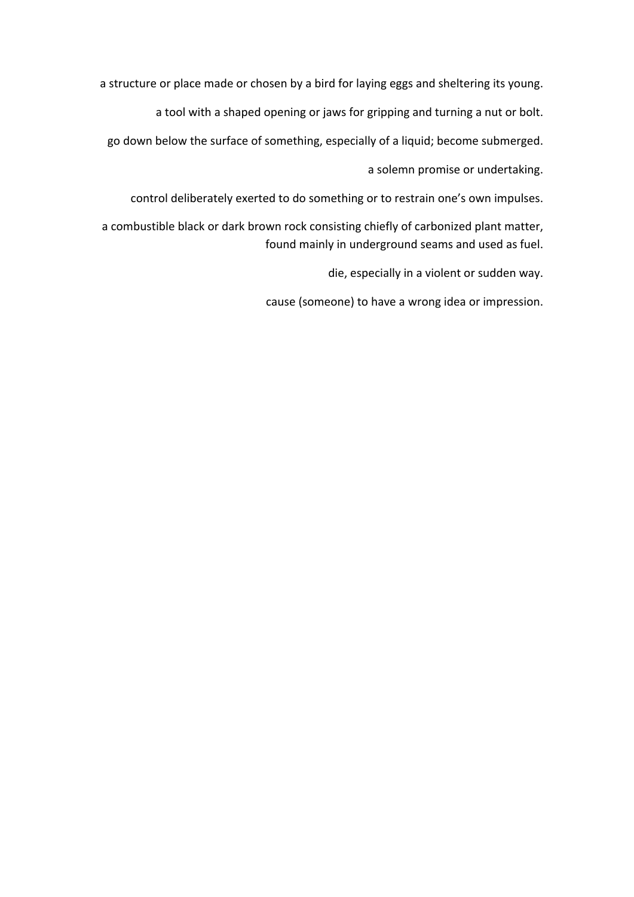a structure or place made or chosen by a bird for laying eggs and sheltering its young.

a tool with a shaped opening or jaws for gripping and turning a nut or bolt.

go down below the surface of something, especially of a liquid; become submerged.

a solemn promise or undertaking.

control deliberately exerted to do something or to restrain one's own impulses.

a combustible black or dark brown rock consisting chiefly of carbonized plant matter, found mainly in underground seams and used as fuel.

die, especially in a violent or sudden way.

cause (someone) to have a wrong idea or impression.